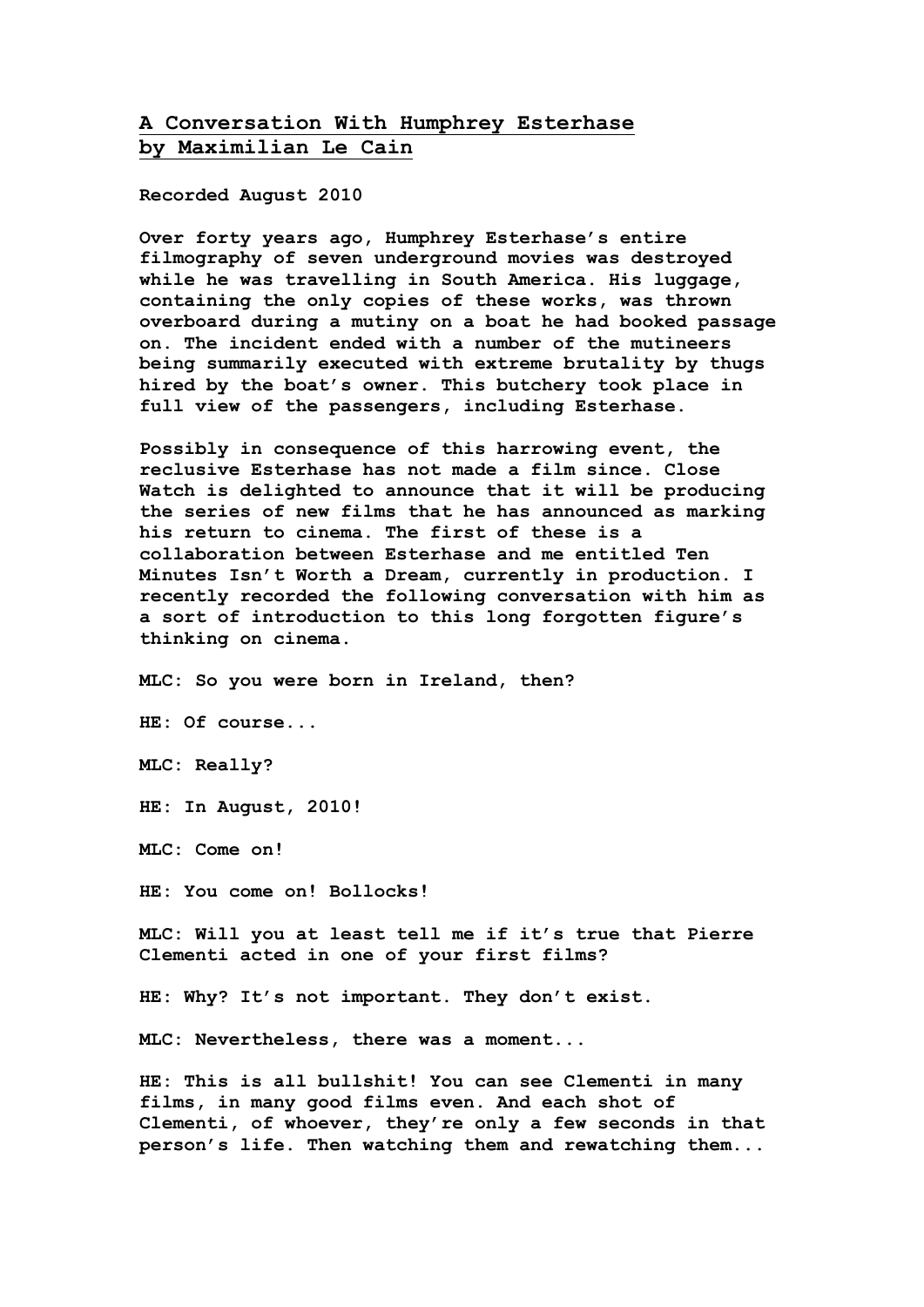# A Conversation With Humphrey Esterhase
## by Maximilian Le Cain

**Recorded August 2010**

**Over forty years ago, Humphrey Esterhase's entire filmography of seven underground movies was destroyed while he was travelling in South America. His luggage, containing the only copies of these works, was thrown overboard during a mutiny on a boat he had booked passage on. The incident ended with a number of the mutineers being summarily executed with extreme brutality by thugs hired by the boat's owner. This butchery took place in full view of the passengers, including Esterhase.**

**Possibly in consequence of this harrowing event, the reclusive Esterhase has not made a film since. Close Watch is delighted to announce that it will be producing the series of new films that he has announced as marking his return to cinema. The first of these is a collaboration between Esterhase and me entitled Ten Minutes Isn't Worth a Dream, currently in production. I recently recorded the following conversation with him as a sort of introduction to this long forgotten figure's thinking on cinema.**

**MLC: So you were born in Ireland, then?**

**HE: Of course...**

**MLC: Really?**

**HE: In August, 2010!**

**MLC: Come on!**

**HE: You come on! Bollocks!**

**MLC: Will you at least tell me if it's true that Pierre Clementi acted in one of your first films?**

**HE: Why? It's not important. They don't exist.**

**MLC: Nevertheless, there was a moment...**

**HE: This is all bullshit! You can see Clementi in many films, in many good films even. And each shot of Clementi, of whoever, they're only a few seconds in that person's life. Then watching them and rewatching them...**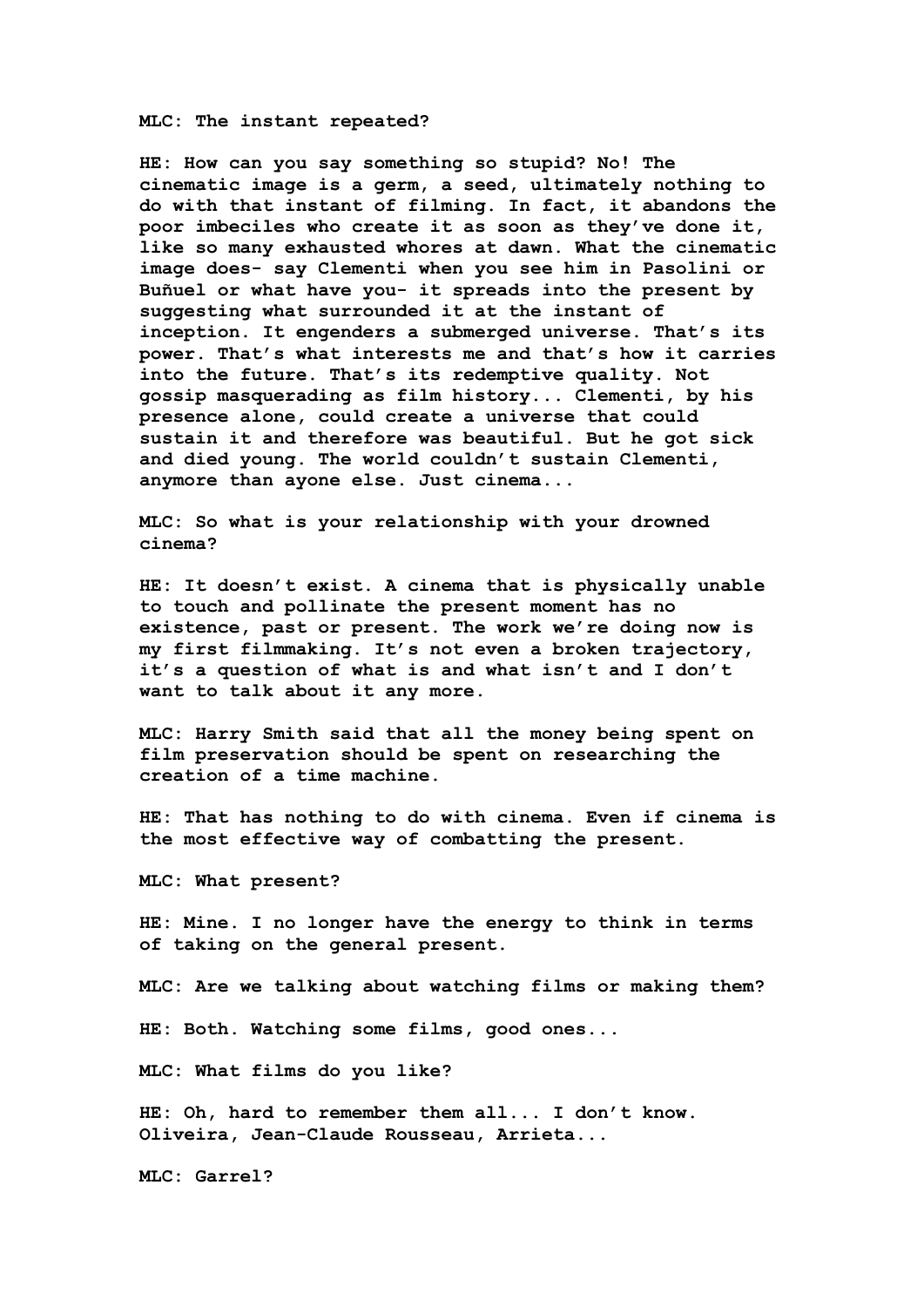**MLC: The instant repeated?**

**HE: How can you say something so stupid? No! The cinematic image is a germ, a seed, ultimately nothing to do with that instant of filming. In fact, it abandons the poor imbeciles who create it as soon as they've done it, like so many exhausted whores at dawn. What the cinematic image does- say Clementi when you see him in Pasolini or Buñuel or what have you- it spreads into the present by suggesting what surrounded it at the instant of inception. It engenders a submerged universe. That's its power. That's what interests me and that's how it carries into the future. That's its redemptive quality. Not gossip masquerading as film history... Clementi, by his presence alone, could create a universe that could sustain it and therefore was beautiful. But he got sick and died young. The world couldn't sustain Clementi, anymore than ayone else. Just cinema...**

**MLC: So what is your relationship with your drowned cinema?**

**HE: It doesn't exist. A cinema that is physically unable to touch and pollinate the present moment has no existence, past or present. The work we're doing now is my first filmmaking. It's not even a broken trajectory, it's a question of what is and what isn't and I don't want to talk about it any more.**

**MLC: Harry Smith said that all the money being spent on film preservation should be spent on researching the creation of a time machine.**

**HE: That has nothing to do with cinema. Even if cinema is the most effective way of combatting the present.**

**MLC: What present?**

**HE: Mine. I no longer have the energy to think in terms of taking on the general present.**

**MLC: Are we talking about watching films or making them?**

**HE: Both. Watching some films, good ones...**

**MLC: What films do you like?**

**HE: Oh, hard to remember them all... I don't know. Oliveira, Jean-Claude Rousseau, Arrieta...**

**MLC: Garrel?**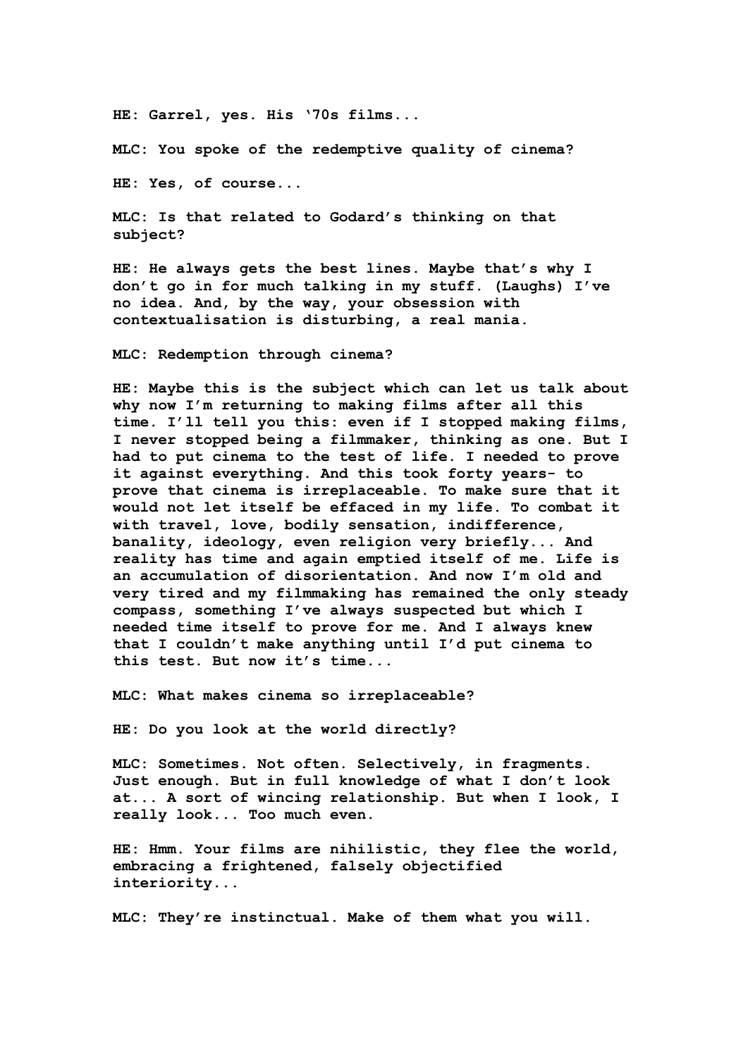**HE: Garrel, yes. His '70s films...**

**MLC: You spoke of the redemptive quality of cinema?**

**HE: Yes, of course...**

**MLC: Is that related to Godard's thinking on that subject?**

**HE: He always gets the best lines. Maybe that's why I don't go in for much talking in my stuff. (Laughs) I've no idea. And, by the way, your obsession with contextualisation is disturbing, a real mania.**

**MLC: Redemption through cinema?**

**HE: Maybe this is the subject which can let us talk about why now I'm returning to making films after all this time. I'll tell you this: even if I stopped making films, I never stopped being a filmmaker, thinking as one. But I had to put cinema to the test of life. I needed to prove it against everything. And this took forty years- to prove that cinema is irreplaceable. To make sure that it would not let itself be effaced in my life. To combat it with travel, love, bodily sensation, indifference, banality, ideology, even religion very briefly... And reality has time and again emptied itself of me. Life is an accumulation of disorientation. And now I'm old and very tired and my filmmaking has remained the only steady compass, something I've always suspected but which I needed time itself to prove for me. And I always knew that I couldn't make anything until I'd put cinema to this test. But now it's time...**

**MLC: What makes cinema so irreplaceable?**

**HE: Do you look at the world directly?**

**MLC: Sometimes. Not often. Selectively, in fragments. Just enough. But in full knowledge of what I don't look at... A sort of wincing relationship. But when I look, I really look... Too much even.**

**HE: Hmm. Your films are nihilistic, they flee the world, embracing a frightened, falsely objectified interiority...**

**MLC: They're instinctual. Make of them what you will.**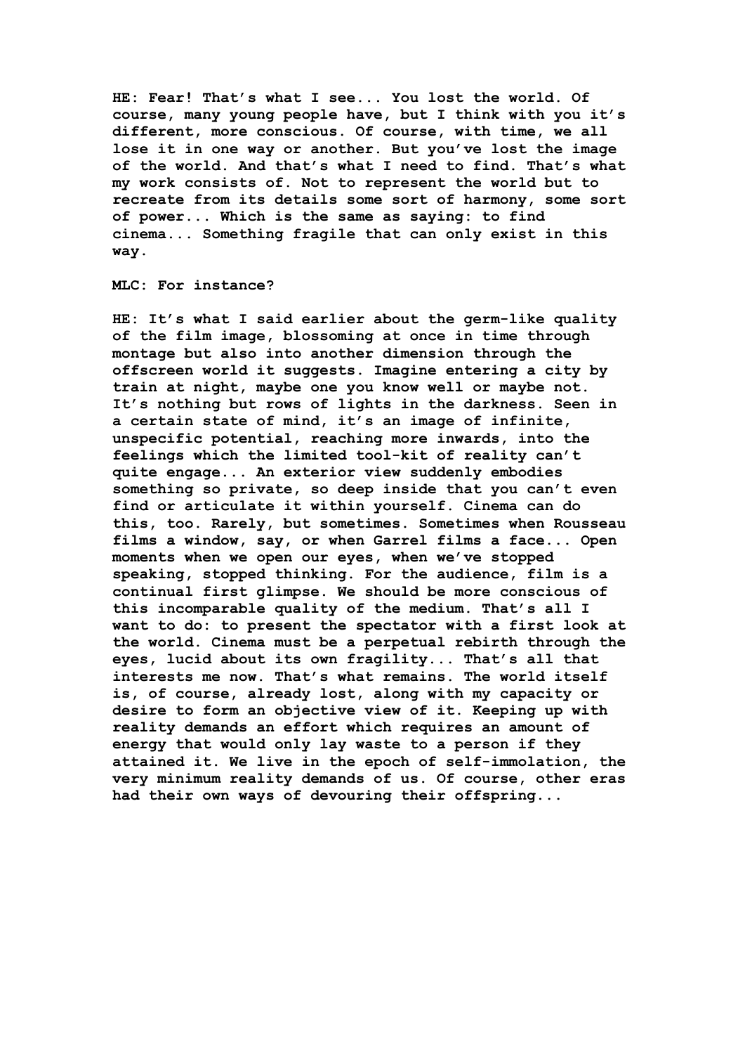**HE: Fear! That's what I see... You lost the world. Of course, many young people have, but I think with you it's different, more conscious. Of course, with time, we all lose it in one way or another. But you've lost the image of the world. And that's what I need to find. That's what my work consists of. Not to represent the world but to recreate from its details some sort of harmony, some sort of power... Which is the same as saying: to find cinema... Something fragile that can only exist in this way.**

**MLC: For instance?**

**HE: It's what I said earlier about the germ-like quality of the film image, blossoming at once in time through montage but also into another dimension through the offscreen world it suggests. Imagine entering a city by train at night, maybe one you know well or maybe not. It's nothing but rows of lights in the darkness. Seen in a certain state of mind, it's an image of infinite, unspecific potential, reaching more inwards, into the feelings which the limited tool-kit of reality can't quite engage... An exterior view suddenly embodies something so private, so deep inside that you can't even find or articulate it within yourself. Cinema can do this, too. Rarely, but sometimes. Sometimes when Rousseau films a window, say, or when Garrel films a face... Open moments when we open our eyes, when we've stopped speaking, stopped thinking. For the audience, film is a continual first glimpse. We should be more conscious of this incomparable quality of the medium. That's all I want to do: to present the spectator with a first look at the world. Cinema must be a perpetual rebirth through the eyes, lucid about its own fragility... That's all that interests me now. That's what remains. The world itself is, of course, already lost, along with my capacity or desire to form an objective view of it. Keeping up with reality demands an effort which requires an amount of energy that would only lay waste to a person if they attained it. We live in the epoch of self-immolation, the very minimum reality demands of us. Of course, other eras had their own ways of devouring their offspring...**